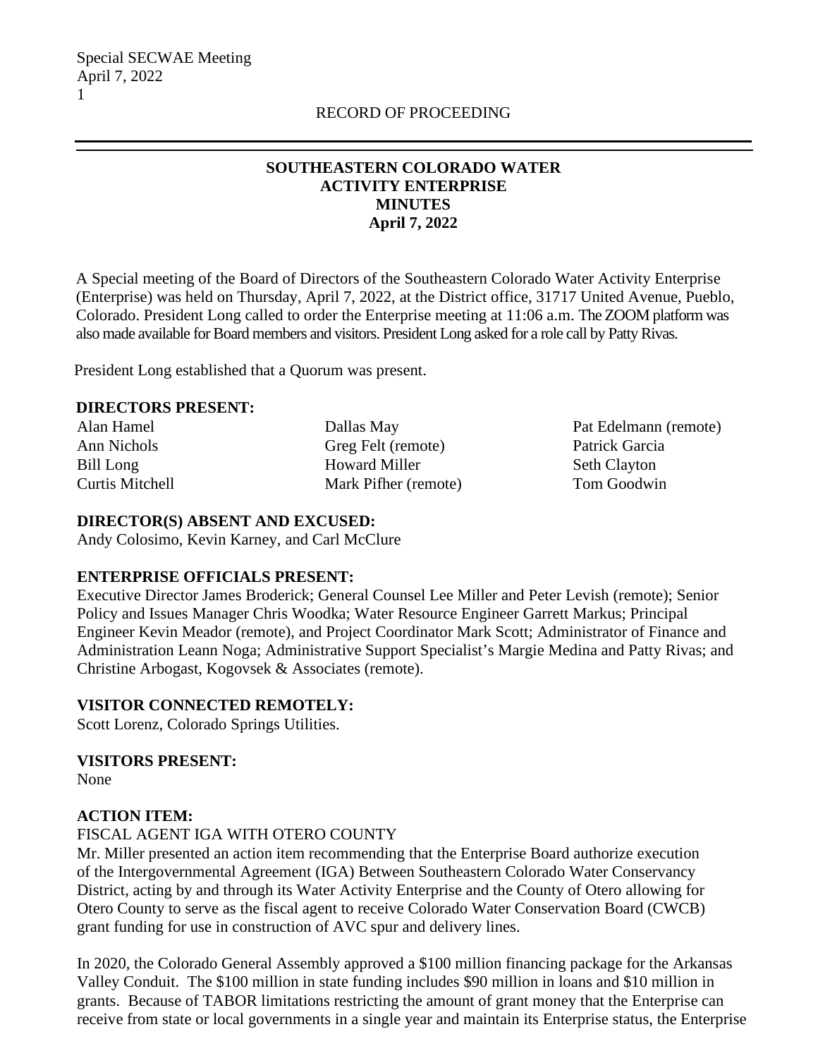RECORD OF PROCEEDING

# SOUTHEASTERN COLORADO WATER ACTIVITY ENTERPRISE MINUTES April 7, 2022

A Special meeting of the Board of Directors of the Southeastern Colorado Water Activity Enterprise (Enterprise) was held on Thursday, April 7, 2022, at the District office, 31717 United Avenue, Pueblo, Colorado. President Long called to order the Enterprise meeting at 11:06 a.m. The ZOOM platform was also made available for Board members and visitors. President Long asked for a role call by Patty Rivas.

President Long established that a Quorum was present.

**DIRECTORS PRESENT:**

| | | |
|---|---|---|
| Alan Hamel | Dallas May | Pat Edelmann (remote) |
| Ann Nichols | Greg Felt (remote) | Patrick Garcia |
| Bill Long | Howard Miller | Seth Clayton |
| Curtis Mitchell | Mark Pifher (remote) | Tom Goodwin |

**DIRECTOR(S) ABSENT AND EXCUSED:**
Andy Colosimo, Kevin Karney, and Carl McClure

**ENTERPRISE OFFICIALS PRESENT:**
Executive Director James Broderick; General Counsel Lee Miller and Peter Levish (remote); Senior Policy and Issues Manager Chris Woodka; Water Resource Engineer Garrett Markus; Principal Engineer Kevin Meador (remote), and Project Coordinator Mark Scott; Administrator of Finance and Administration Leann Noga; Administrative Support Specialist's Margie Medina and Patty Rivas; and Christine Arbogast, Kogovsek & Associates (remote).

**VISITOR CONNECTED REMOTELY:**
Scott Lorenz, Colorado Springs Utilities.

**VISITORS PRESENT:**
None

**ACTION ITEM:**

FISCAL AGENT IGA WITH OTERO COUNTY

Mr. Miller presented an action item recommending that the Enterprise Board authorize execution of the Intergovernmental Agreement (IGA) Between Southeastern Colorado Water Conservancy District, acting by and through its Water Activity Enterprise and the County of Otero allowing for Otero County to serve as the fiscal agent to receive Colorado Water Conservation Board (CWCB) grant funding for use in construction of AVC spur and delivery lines.

In 2020, the Colorado General Assembly approved a \$100 million financing package for the Arkansas Valley Conduit. The \$100 million in state funding includes \$90 million in loans and \$10 million in grants. Because of TABOR limitations restricting the amount of grant money that the Enterprise can receive from state or local governments in a single year and maintain its Enterprise status, the Enterprise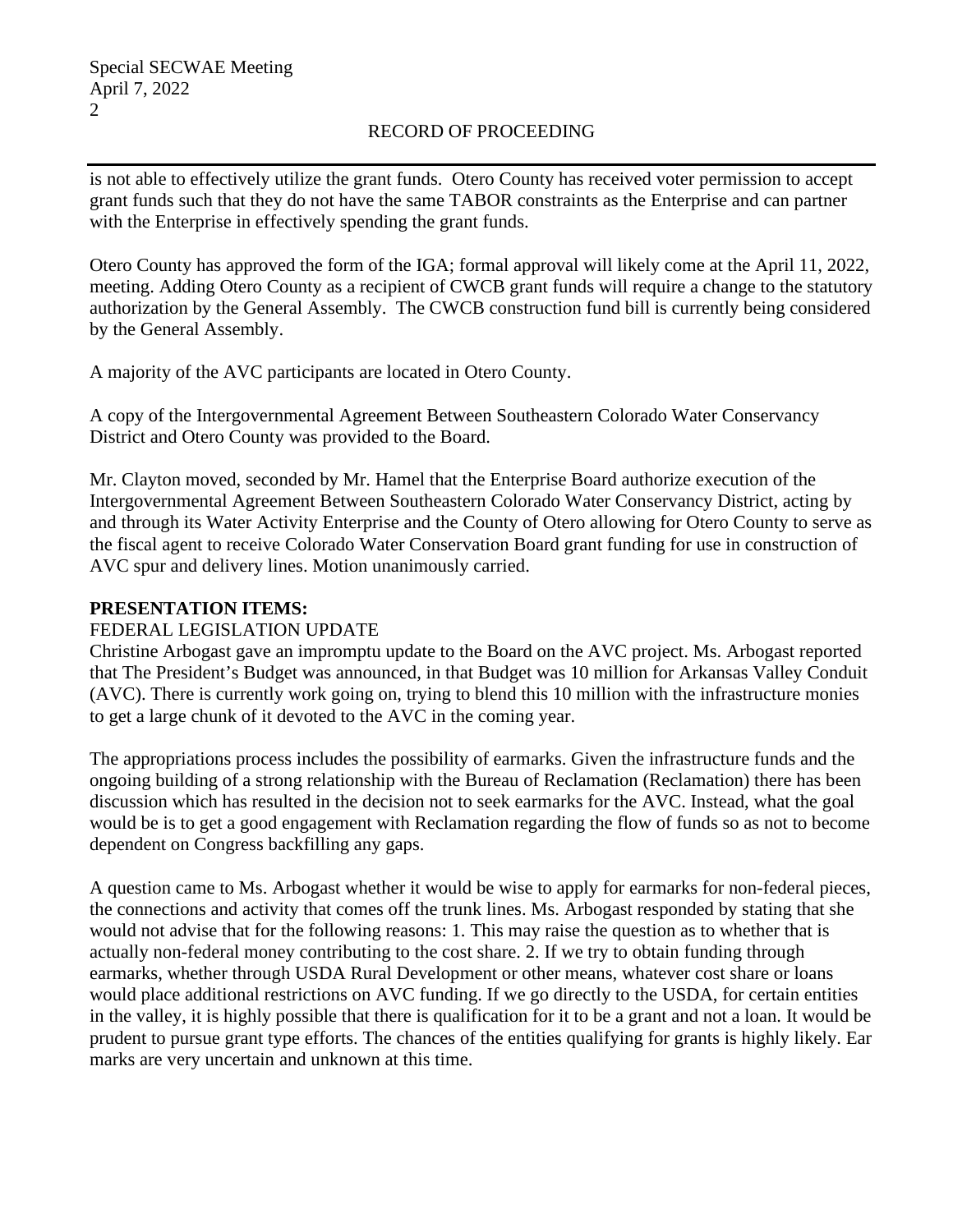is not able to effectively utilize the grant funds. Otero County has received voter permission to accept grant funds such that they do not have the same TABOR constraints as the Enterprise and can partner with the Enterprise in effectively spending the grant funds.

Otero County has approved the form of the IGA; formal approval will likely come at the April 11, 2022, meeting. Adding Otero County as a recipient of CWCB grant funds will require a change to the statutory authorization by the General Assembly. The CWCB construction fund bill is currently being considered by the General Assembly.

A majority of the AVC participants are located in Otero County.

A copy of the Intergovernmental Agreement Between Southeastern Colorado Water Conservancy District and Otero County was provided to the Board.

Mr. Clayton moved, seconded by Mr. Hamel that the Enterprise Board authorize execution of the Intergovernmental Agreement Between Southeastern Colorado Water Conservancy District, acting by and through its Water Activity Enterprise and the County of Otero allowing for Otero County to serve as the fiscal agent to receive Colorado Water Conservation Board grant funding for use in construction of AVC spur and delivery lines. Motion unanimously carried.

**PRESENTATION ITEMS:**

FEDERAL LEGISLATION UPDATE

Christine Arbogast gave an impromptu update to the Board on the AVC project. Ms. Arbogast reported that The President's Budget was announced, in that Budget was 10 million for Arkansas Valley Conduit (AVC). There is currently work going on, trying to blend this 10 million with the infrastructure monies to get a large chunk of it devoted to the AVC in the coming year.

The appropriations process includes the possibility of earmarks. Given the infrastructure funds and the ongoing building of a strong relationship with the Bureau of Reclamation (Reclamation) there has been discussion which has resulted in the decision not to seek earmarks for the AVC. Instead, what the goal would be is to get a good engagement with Reclamation regarding the flow of funds so as not to become dependent on Congress backfilling any gaps.

A question came to Ms. Arbogast whether it would be wise to apply for earmarks for non-federal pieces, the connections and activity that comes off the trunk lines. Ms. Arbogast responded by stating that she would not advise that for the following reasons: 1. This may raise the question as to whether that is actually non-federal money contributing to the cost share. 2. If we try to obtain funding through earmarks, whether through USDA Rural Development or other means, whatever cost share or loans would place additional restrictions on AVC funding. If we go directly to the USDA, for certain entities in the valley, it is highly possible that there is qualification for it to be a grant and not a loan. It would be prudent to pursue grant type efforts. The chances of the entities qualifying for grants is highly likely. Ear marks are very uncertain and unknown at this time.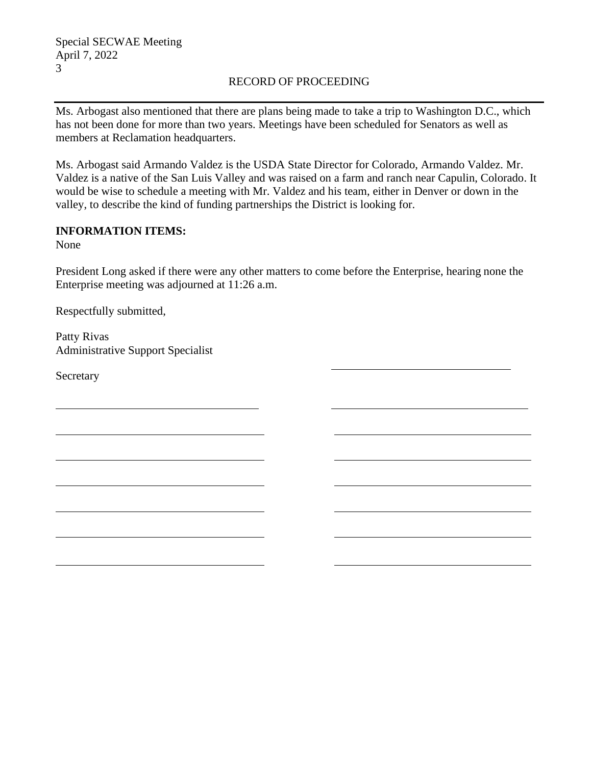Ms. Arbogast also mentioned that there are plans being made to take a trip to Washington D.C., which has not been done for more than two years. Meetings have been scheduled for Senators as well as members at Reclamation headquarters.

Ms. Arbogast said Armando Valdez is the USDA State Director for Colorado, Armando Valdez. Mr. Valdez is a native of the San Luis Valley and was raised on a farm and ranch near Capulin, Colorado. It would be wise to schedule a meeting with Mr. Valdez and his team, either in Denver or down in the valley, to describe the kind of funding partnerships the District is looking for.

**INFORMATION ITEMS:**
None

President Long asked if there were any other matters to come before the Enterprise, hearing none the Enterprise meeting was adjourned at 11:26 a.m.

Respectfully submitted,

Patty Rivas
Administrative Support Specialist

Secretary